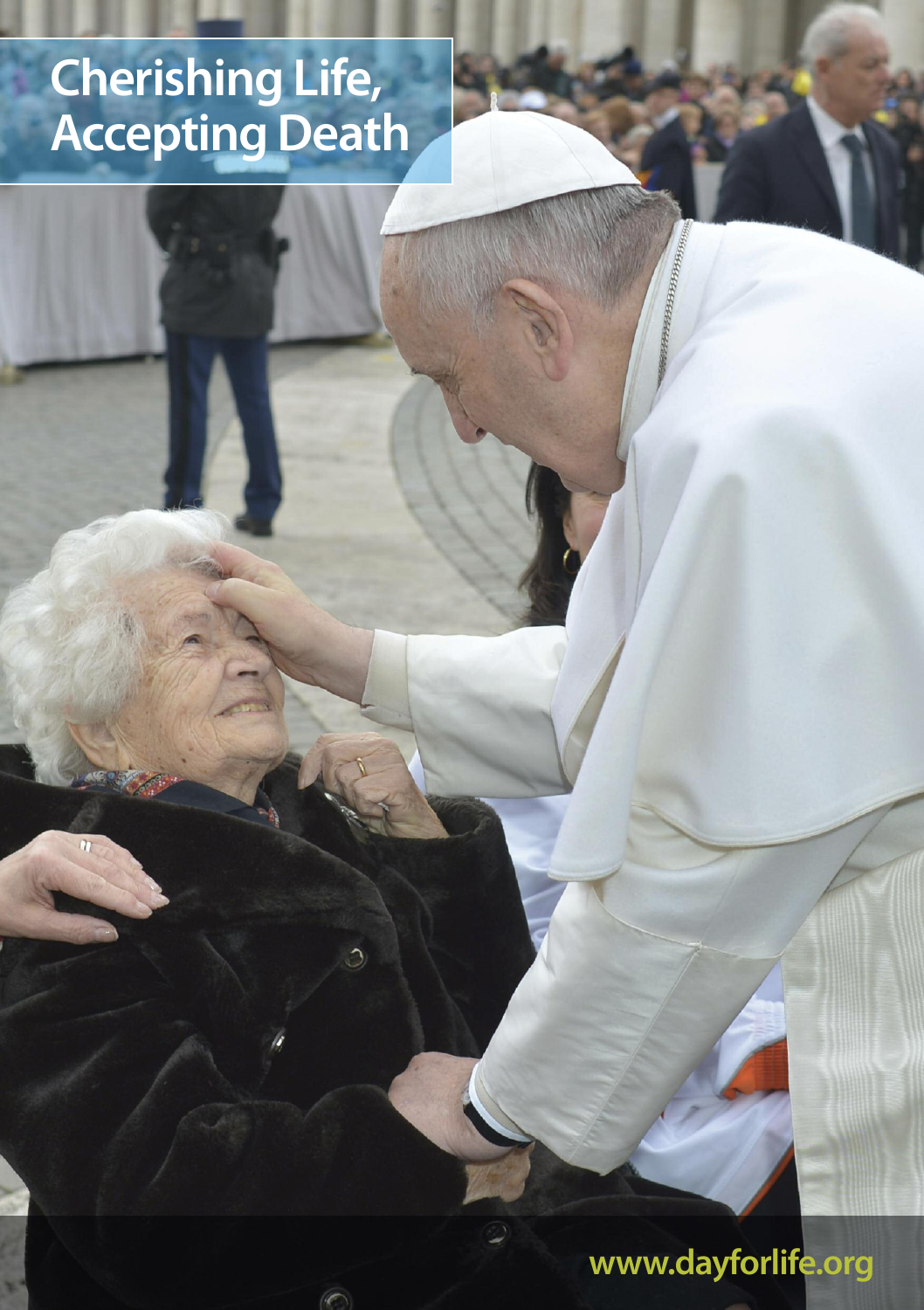# Cherishing Life, Accepting Death

www.dayforlife.org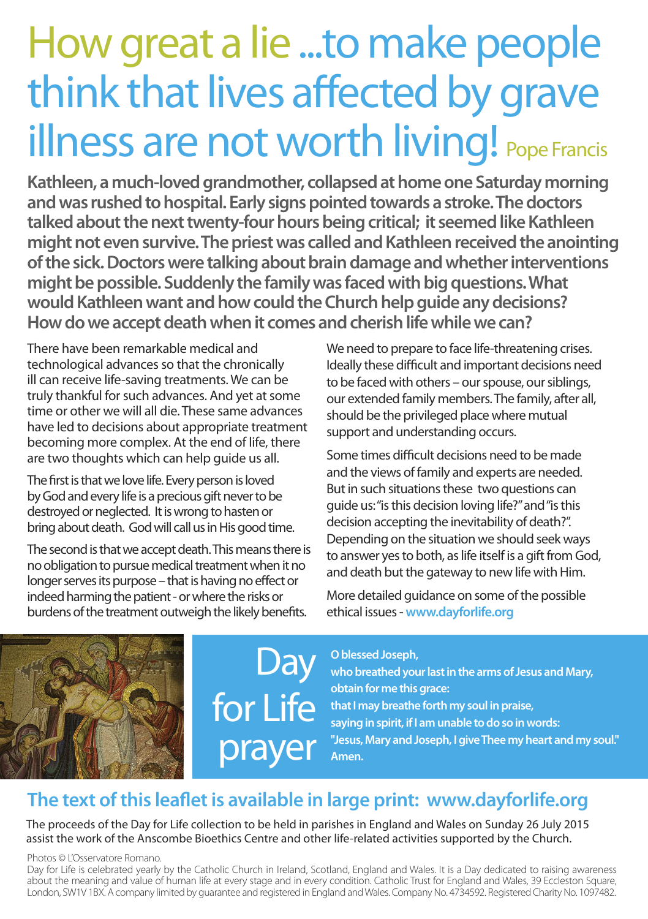# How great a lie ...to make people think that lives affected by grave illness are not worth living! Pope Francis

**Kathleen, a much-loved grandmother, collapsed at home one Saturday morning and was rushed to hospital. Early signs pointed towards a stroke. The doctors talked about the next twenty-four hours being critical; it seemed like Kathleen might not even survive. The priest was called and Kathleen received the anointing of the sick. Doctors were talking about brain damage and whether interventions might be possible. Suddenly the family was faced with big questions. What would Kathleen want and how could the Church help guide any decisions? How do we accept death when it comes and cherish life while we can?**

There have been remarkable medical and technological advances so that the chronically ill can receive life-saving treatments. We can be truly thankful for such advances. And yet at some time or other we will all die. These same advances have led to decisions about appropriate treatment becoming more complex. At the end of life, there are two thoughts which can help guide us all.

The first is that we love life. Every person is loved by God and every life is a precious gift never to be destroyed or neglected. It is wrong to hasten or bring about death. God will call us in His good time.

The second is that we accept death. This means there is no obligation to pursue medical treatment when it no longer serves its purpose – that is having no effect or indeed harming the patient - or where the risks or burdens of the treatment outweigh the likely benefits.

We need to prepare to face life-threatening crises. Ideally these difficult and important decisions need to be faced with others – our spouse, our siblings, our extended family members. The family, after all, should be the privileged place where mutual support and understanding occurs.

Some times difficult decisions need to be made and the views of family and experts are needed. But in such situations these two questions can guide us: "is this decision loving life?" and "is this decision accepting the inevitability of death?". Depending on the situation we should seek ways to answer yes to both, as life itself is a gift from God, and death but the gateway to new life with Him.

More detailed guidance on some of the possible ethical issues - **www.dayforlife.org**

## Day for Life prayer

**O blessed Joseph,
who breathed your last in the arms of Jesus and Mary,
obtain for me this grace:
that I may breathe forth my soul in praise,
saying in spirit, if I am unable to do so in words:
"Jesus, Mary and Joseph, I give Thee my heart and my soul."
Amen.**

## The text of this leaflet is available in large print: www.dayforlife.org

The proceeds of the Day for Life collection to be held in parishes in England and Wales on Sunday 26 July 2015 assist the work of the Anscombe Bioethics Centre and other life-related activities supported by the Church.

Photos © L'Osservatore Romano.

Day for Life is celebrated yearly by the Catholic Church in Ireland, Scotland, England and Wales. It is a Day dedicated to raising awareness about the meaning and value of human life at every stage and in every condition. Catholic Trust for England and Wales, 39 Eccleston Square, London, SW1V 1BX. A company limited by guarantee and registered in England and Wales. Company No. 4734592. Registered Charity No. 1097482.